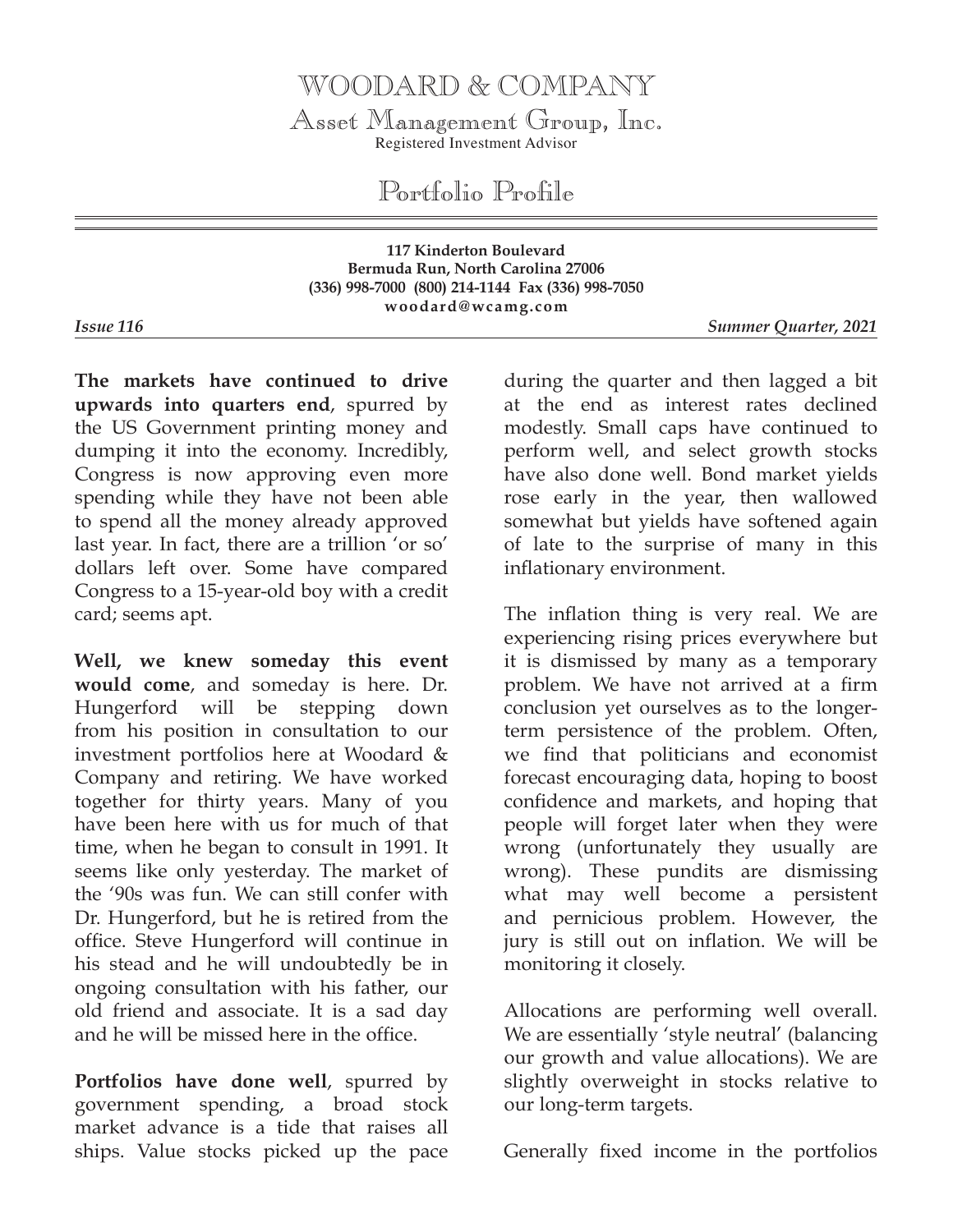# WOODARD & COMPANY

## Asset Management Group, Inc.

Registered Investment Advisor

## Portfolio Profile

**117 Kinderton Boulevard**
**Bermuda Run, North Carolina 27006**
**(336) 998-7000 (800) 214-1144 Fax (336) 998-7050**
**woodard@wcamg.com**

***Issue 116*** ***Summer Quarter, 2021***

**The markets have continued to drive upwards into quarters end**, spurred by the US Government printing money and dumping it into the economy. Incredibly, Congress is now approving even more spending while they have not been able to spend all the money already approved last year. In fact, there are a trillion 'or so' dollars left over. Some have compared Congress to a 15-year-old boy with a credit card; seems apt.

**Well, we knew someday this event would come**, and someday is here. Dr. Hungerford will be stepping down from his position in consultation to our investment portfolios here at Woodard & Company and retiring. We have worked together for thirty years. Many of you have been here with us for much of that time, when he began to consult in 1991. It seems like only yesterday. The market of the '90s was fun. We can still confer with Dr. Hungerford, but he is retired from the office. Steve Hungerford will continue in his stead and he will undoubtedly be in ongoing consultation with his father, our old friend and associate. It is a sad day and he will be missed here in the office.

**Portfolios have done well**, spurred by government spending, a broad stock market advance is a tide that raises all ships. Value stocks picked up the pace during the quarter and then lagged a bit at the end as interest rates declined modestly. Small caps have continued to perform well, and select growth stocks have also done well. Bond market yields rose early in the year, then wallowed somewhat but yields have softened again of late to the surprise of many in this inflationary environment.

The inflation thing is very real. We are experiencing rising prices everywhere but it is dismissed by many as a temporary problem. We have not arrived at a firm conclusion yet ourselves as to the longer-term persistence of the problem. Often, we find that politicians and economist forecast encouraging data, hoping to boost confidence and markets, and hoping that people will forget later when they were wrong (unfortunately they usually are wrong). These pundits are dismissing what may well become a persistent and pernicious problem. However, the jury is still out on inflation. We will be monitoring it closely.

Allocations are performing well overall. We are essentially 'style neutral' (balancing our growth and value allocations). We are slightly overweight in stocks relative to our long-term targets.

Generally fixed income in the portfolios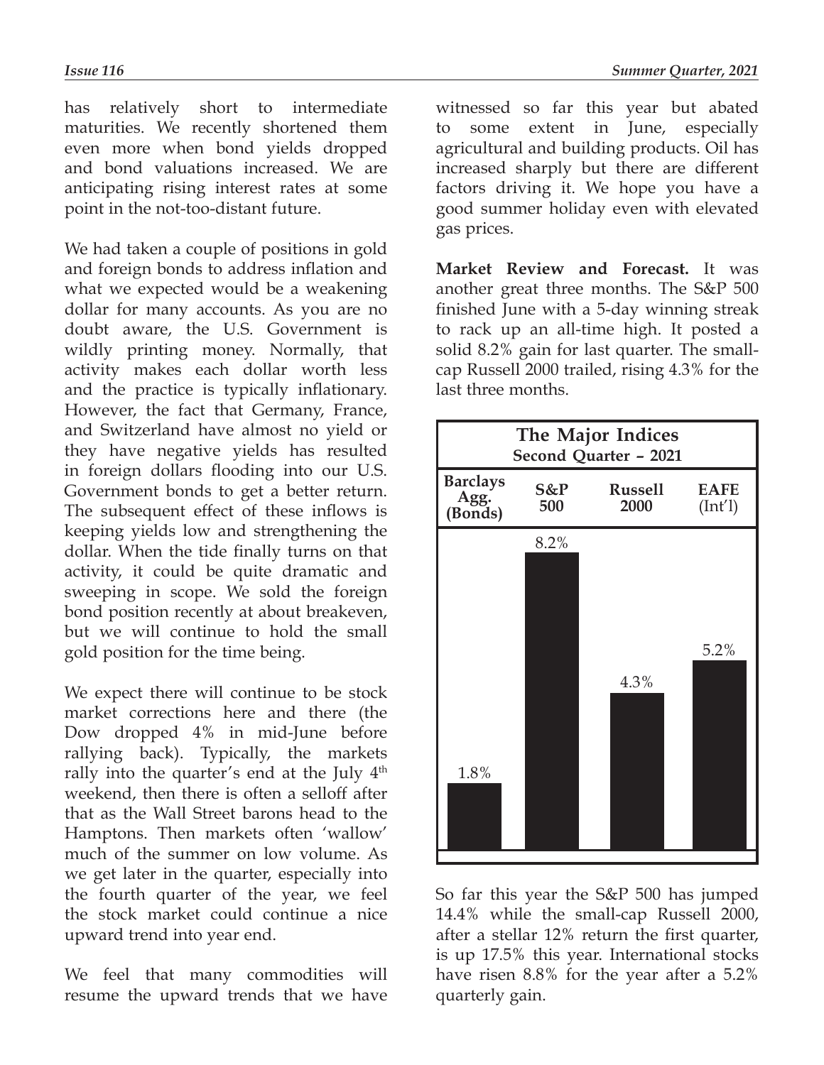has relatively short to intermediate maturities. We recently shortened them even more when bond yields dropped and bond valuations increased. We are anticipating rising interest rates at some point in the not-too-distant future.

We had taken a couple of positions in gold and foreign bonds to address inflation and what we expected would be a weakening dollar for many accounts. As you are no doubt aware, the U.S. Government is wildly printing money. Normally, that activity makes each dollar worth less and the practice is typically inflationary. However, the fact that Germany, France, and Switzerland have almost no yield or they have negative yields has resulted in foreign dollars flooding into our U.S. Government bonds to get a better return. The subsequent effect of these inflows is keeping yields low and strengthening the dollar. When the tide finally turns on that activity, it could be quite dramatic and sweeping in scope. We sold the foreign bond position recently at about breakeven, but we will continue to hold the small gold position for the time being.

We expect there will continue to be stock market corrections here and there (the Dow dropped 4% in mid-June before rallying back). Typically, the markets rally into the quarter's end at the July 4th weekend, then there is often a selloff after that as the Wall Street barons head to the Hamptons. Then markets often 'wallow' much of the summer on low volume. As we get later in the quarter, especially into the fourth quarter of the year, we feel the stock market could continue a nice upward trend into year end.

We feel that many commodities will resume the upward trends that we have witnessed so far this year but abated to some extent in June, especially agricultural and building products. Oil has increased sharply but there are different factors driving it. We hope you have a good summer holiday even with elevated gas prices.

**Market Review and Forecast.** It was another great three months. The S&P 500 finished June with a 5-day winning streak to rack up an all-time high. It posted a solid 8.2% gain for last quarter. The small-cap Russell 2000 trailed, rising 4.3% for the last three months.

**The Major Indices**
**Second Quarter – 2021**

| Barclays Agg. (Bonds) | S&P 500 | Russell 2000 | EAFE (Int'l) |
|---|---|---|---|
| 1.8% | 8.2% | 4.3% | 5.2% |

So far this year the S&P 500 has jumped 14.4% while the small-cap Russell 2000, after a stellar 12% return the first quarter, is up 17.5% this year. International stocks have risen 8.8% for the year after a 5.2% quarterly gain.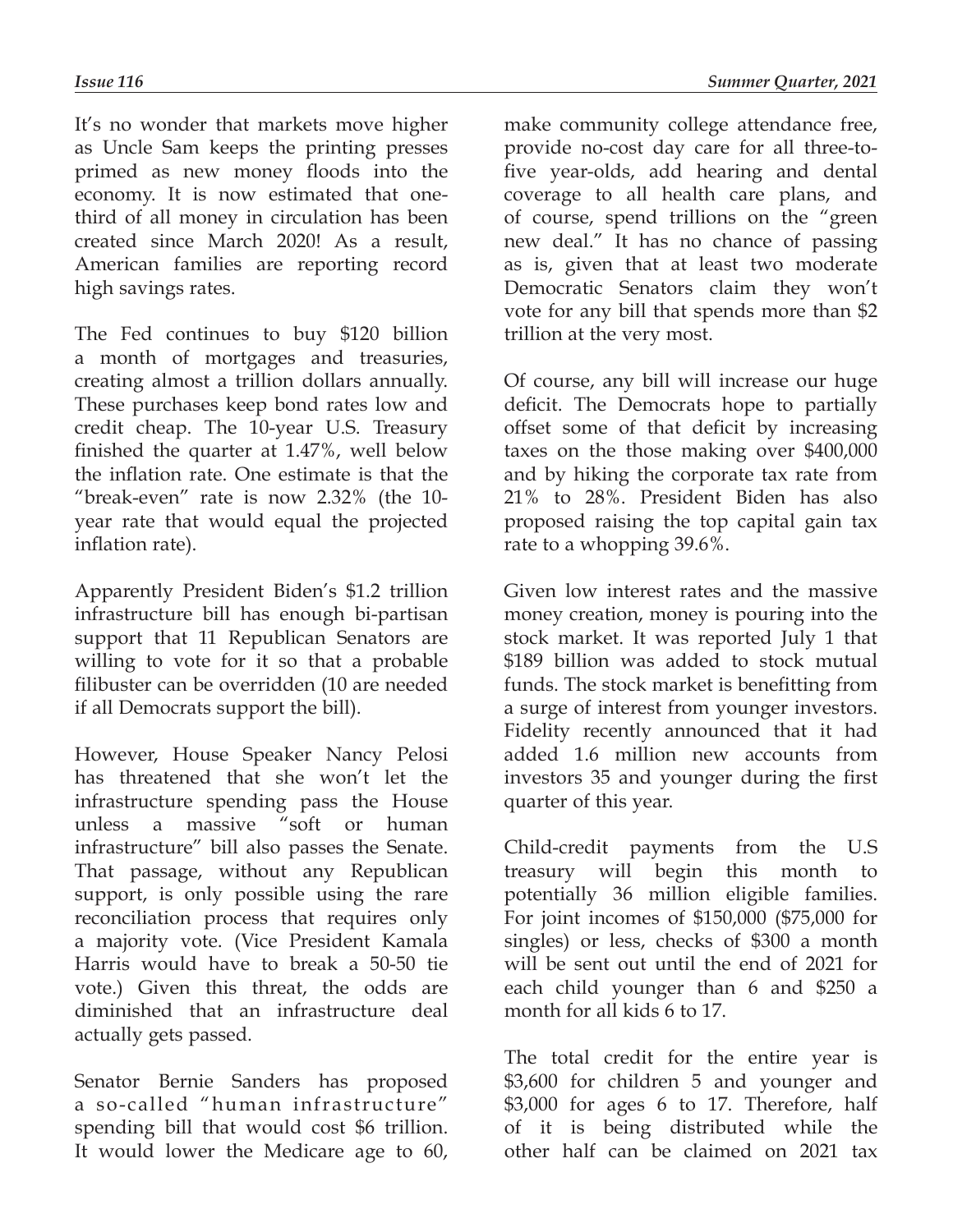It's no wonder that markets move higher as Uncle Sam keeps the printing presses primed as new money floods into the economy. It is now estimated that one-third of all money in circulation has been created since March 2020! As a result, American families are reporting record high savings rates.

The Fed continues to buy $120 billion a month of mortgages and treasuries, creating almost a trillion dollars annually. These purchases keep bond rates low and credit cheap. The 10-year U.S. Treasury finished the quarter at 1.47%, well below the inflation rate. One estimate is that the "break-even" rate is now 2.32% (the 10-year rate that would equal the projected inflation rate).

Apparently President Biden's $1.2 trillion infrastructure bill has enough bi-partisan support that 11 Republican Senators are willing to vote for it so that a probable filibuster can be overridden (10 are needed if all Democrats support the bill).

However, House Speaker Nancy Pelosi has threatened that she won't let the infrastructure spending pass the House unless a massive "soft or human infrastructure" bill also passes the Senate. That passage, without any Republican support, is only possible using the rare reconciliation process that requires only a majority vote. (Vice President Kamala Harris would have to break a 50-50 tie vote.) Given this threat, the odds are diminished that an infrastructure deal actually gets passed.

Senator Bernie Sanders has proposed a so-called "human infrastructure" spending bill that would cost $6 trillion. It would lower the Medicare age to 60, make community college attendance free, provide no-cost day care for all three-to-five year-olds, add hearing and dental coverage to all health care plans, and of course, spend trillions on the "green new deal." It has no chance of passing as is, given that at least two moderate Democratic Senators claim they won't vote for any bill that spends more than $2 trillion at the very most.

Of course, any bill will increase our huge deficit. The Democrats hope to partially offset some of that deficit by increasing taxes on the those making over $400,000 and by hiking the corporate tax rate from 21% to 28%. President Biden has also proposed raising the top capital gain tax rate to a whopping 39.6%.

Given low interest rates and the massive money creation, money is pouring into the stock market. It was reported July 1 that $189 billion was added to stock mutual funds. The stock market is benefitting from a surge of interest from younger investors. Fidelity recently announced that it had added 1.6 million new accounts from investors 35 and younger during the first quarter of this year.

Child-credit payments from the U.S treasury will begin this month to potentially 36 million eligible families. For joint incomes of $150,000 ($75,000 for singles) or less, checks of $300 a month will be sent out until the end of 2021 for each child younger than 6 and $250 a month for all kids 6 to 17.

The total credit for the entire year is $3,600 for children 5 and younger and $3,000 for ages 6 to 17. Therefore, half of it is being distributed while the other half can be claimed on 2021 tax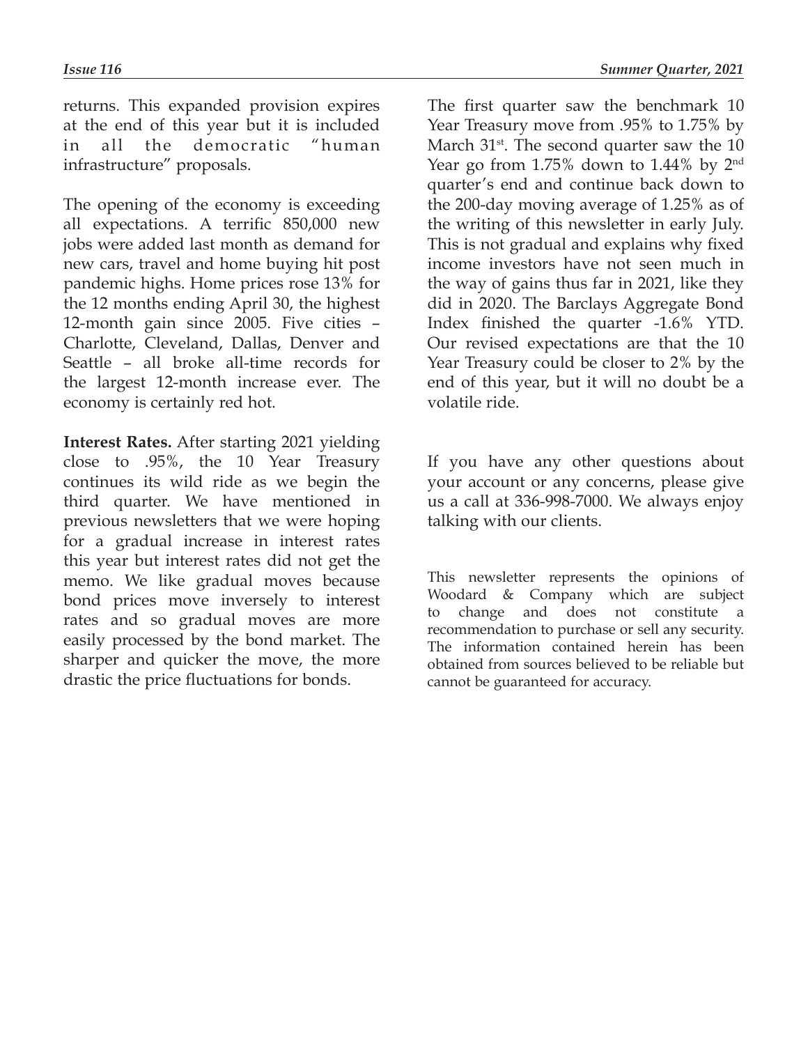returns. This expanded provision expires at the end of this year but it is included in all the democratic "human infrastructure" proposals.

The opening of the economy is exceeding all expectations. A terrific 850,000 new jobs were added last month as demand for new cars, travel and home buying hit post pandemic highs. Home prices rose 13% for the 12 months ending April 30, the highest 12-month gain since 2005. Five cities – Charlotte, Cleveland, Dallas, Denver and Seattle – all broke all-time records for the largest 12-month increase ever. The economy is certainly red hot.

**Interest Rates.** After starting 2021 yielding close to .95%, the 10 Year Treasury continues its wild ride as we begin the third quarter. We have mentioned in previous newsletters that we were hoping for a gradual increase in interest rates this year but interest rates did not get the memo. We like gradual moves because bond prices move inversely to interest rates and so gradual moves are more easily processed by the bond market. The sharper and quicker the move, the more drastic the price fluctuations for bonds.

The first quarter saw the benchmark 10 Year Treasury move from .95% to 1.75% by March 31st. The second quarter saw the 10 Year go from 1.75% down to 1.44% by 2nd quarter's end and continue back down to the 200-day moving average of 1.25% as of the writing of this newsletter in early July. This is not gradual and explains why fixed income investors have not seen much in the way of gains thus far in 2021, like they did in 2020. The Barclays Aggregate Bond Index finished the quarter -1.6% YTD. Our revised expectations are that the 10 Year Treasury could be closer to 2% by the end of this year, but it will no doubt be a volatile ride.

If you have any other questions about your account or any concerns, please give us a call at 336-998-7000. We always enjoy talking with our clients.

This newsletter represents the opinions of Woodard & Company which are subject to change and does not constitute a recommendation to purchase or sell any security. The information contained herein has been obtained from sources believed to be reliable but cannot be guaranteed for accuracy.